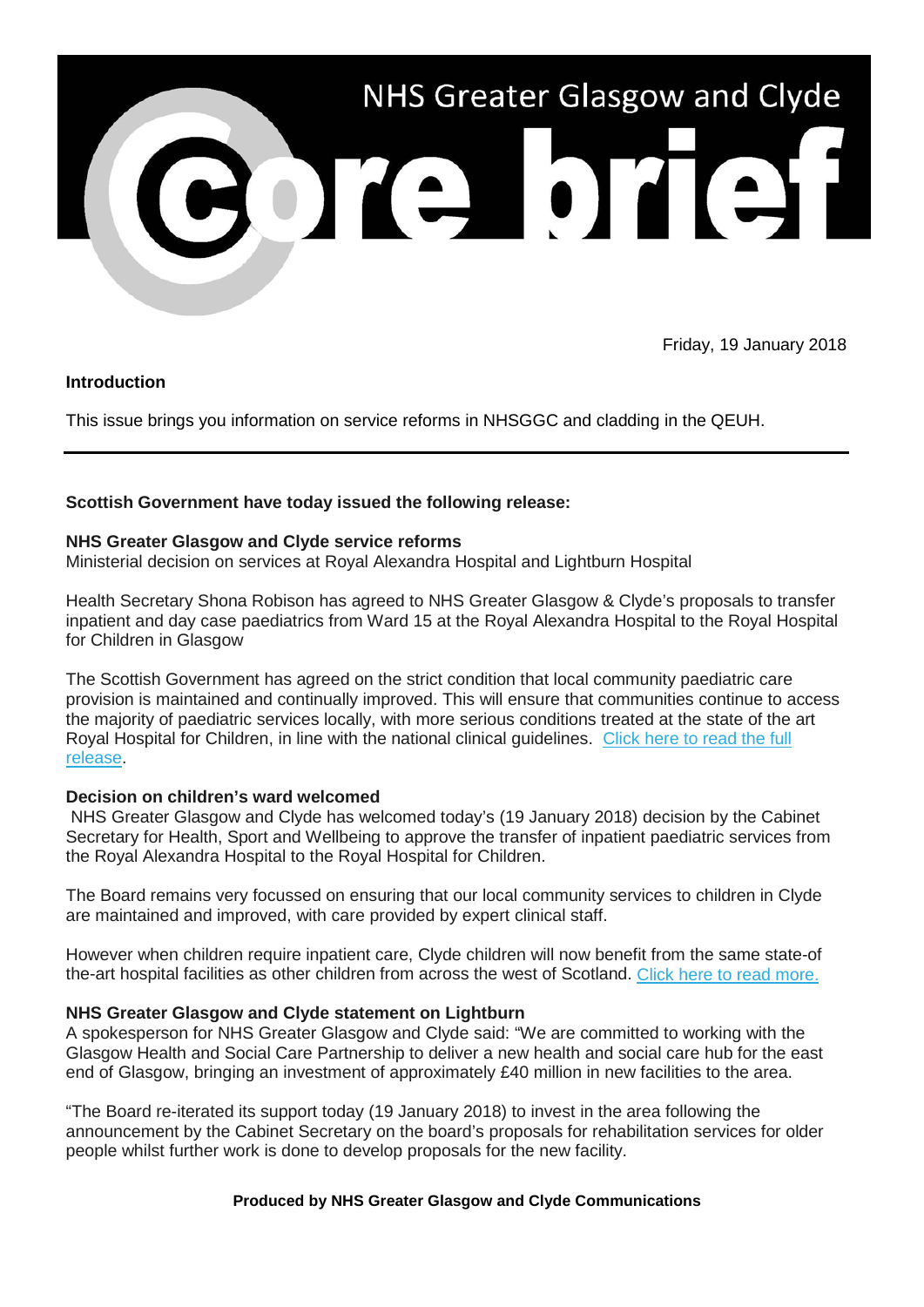# NHS Greater Glasgow and Clyde core brief

Friday, 19 January 2018

**Introduction**

This issue brings you information on service reforms in NHSGGC and cladding in the QEUH.

---

**Scottish Government have today issued the following release:**

**NHS Greater Glasgow and Clyde service reforms**
Ministerial decision on services at Royal Alexandra Hospital and Lightburn Hospital

Health Secretary Shona Robison has agreed to NHS Greater Glasgow & Clyde's proposals to transfer inpatient and day case paediatrics from Ward 15 at the Royal Alexandra Hospital to the Royal Hospital for Children in Glasgow

The Scottish Government has agreed on the strict condition that local community paediatric care provision is maintained and continually improved. This will ensure that communities continue to access the majority of paediatric services locally, with more serious conditions treated at the state of the art Royal Hospital for Children, in line with the national clinical guidelines. Click here to read the full release.

**Decision on children's ward welcomed**
NHS Greater Glasgow and Clyde has welcomed today's (19 January 2018) decision by the Cabinet Secretary for Health, Sport and Wellbeing to approve the transfer of inpatient paediatric services from the Royal Alexandra Hospital to the Royal Hospital for Children.

The Board remains very focussed on ensuring that our local community services to children in Clyde are maintained and improved, with care provided by expert clinical staff.

However when children require inpatient care, Clyde children will now benefit from the same state-of the-art hospital facilities as other children from across the west of Scotland. Click here to read more.

**NHS Greater Glasgow and Clyde statement on Lightburn**
A spokesperson for NHS Greater Glasgow and Clyde said: "We are committed to working with the Glasgow Health and Social Care Partnership to deliver a new health and social care hub for the east end of Glasgow, bringing an investment of approximately £40 million in new facilities to the area.

"The Board re-iterated its support today (19 January 2018) to invest in the area following the announcement by the Cabinet Secretary on the board's proposals for rehabilitation services for older people whilst further work is done to develop proposals for the new facility.

**Produced by NHS Greater Glasgow and Clyde Communications**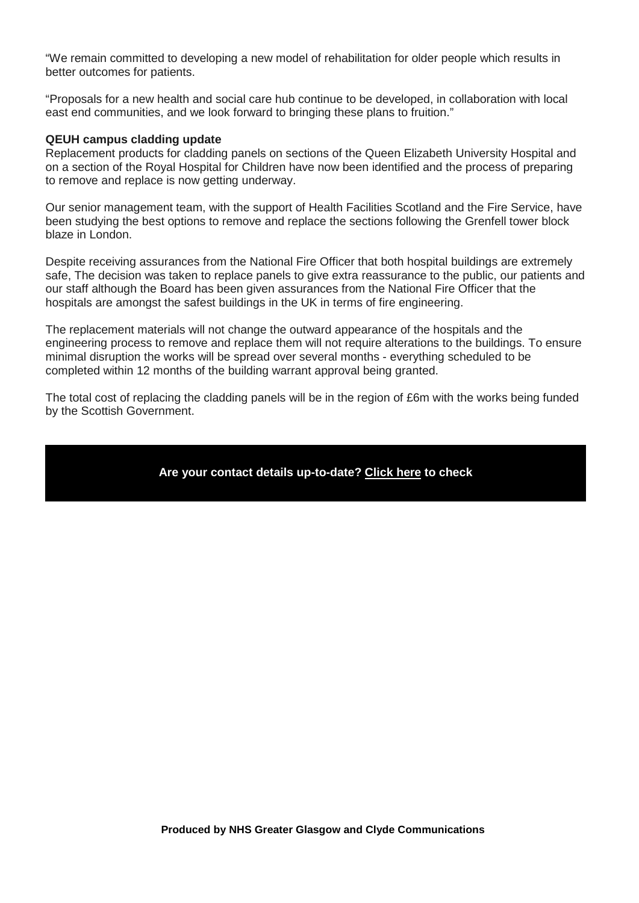"We remain committed to developing a new model of rehabilitation for older people which results in better outcomes for patients.

"Proposals for a new health and social care hub continue to be developed, in collaboration with local east end communities, and we look forward to bringing these plans to fruition."

**QEUH campus cladding update**

Replacement products for cladding panels on sections of the Queen Elizabeth University Hospital and on a section of the Royal Hospital for Children have now been identified and the process of preparing to remove and replace is now getting underway.

Our senior management team, with the support of Health Facilities Scotland and the Fire Service, have been studying the best options to remove and replace the sections following the Grenfell tower block blaze in London.

Despite receiving assurances from the National Fire Officer that both hospital buildings are extremely safe, The decision was taken to replace panels to give extra reassurance to the public, our patients and our staff although the Board has been given assurances from the National Fire Officer that the hospitals are amongst the safest buildings in the UK in terms of fire engineering.

The replacement materials will not change the outward appearance of the hospitals and the engineering process to remove and replace them will not require alterations to the buildings. To ensure minimal disruption the works will be spread over several months - everything scheduled to be completed within 12 months of the building warrant approval being granted.

The total cost of replacing the cladding panels will be in the region of £6m with the works being funded by the Scottish Government.

**Are your contact details up-to-date? Click here to check**

**Produced by NHS Greater Glasgow and Clyde Communications**